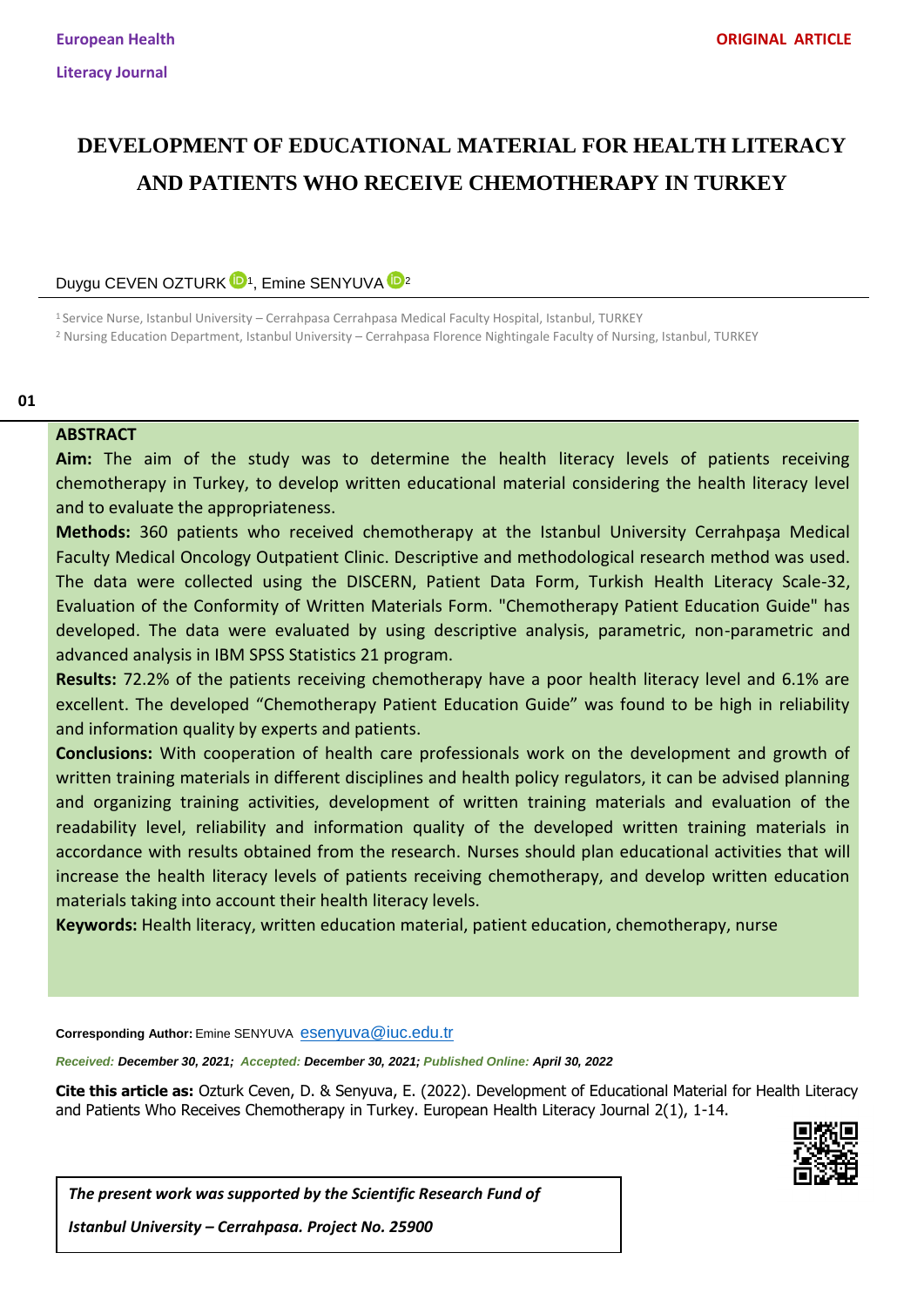European Health Literacy Journal

ORIGINAL ARTICLE

# DEVELOPMENT OF EDUCATIONAL MATERIAL FOR HEALTH LITERACY AND PATIENTS WHO RECEIVE CHEMOTHERAPY IN TURKEY

Duygu CEVEN OZTURK [1], Emine SENYUVA [2]

[1] Service Nurse, Istanbul University – Cerrahpasa Cerrahpasa Medical Faculty Hospital, Istanbul, TURKEY

[2] Nursing Education Department, Istanbul University – Cerrahpasa Florence Nightingale Faculty of Nursing, Istanbul, TURKEY

## ABSTRACT

**Aim:** The aim of the study was to determine the health literacy levels of patients receiving chemotherapy in Turkey, to develop written educational material considering the health literacy level and to evaluate the appropriateness.

**Methods:** 360 patients who received chemotherapy at the Istanbul University Cerrahpaşa Medical Faculty Medical Oncology Outpatient Clinic. Descriptive and methodological research method was used. The data were collected using the DISCERN, Patient Data Form, Turkish Health Literacy Scale-32, Evaluation of the Conformity of Written Materials Form. "Chemotherapy Patient Education Guide" has developed. The data were evaluated by using descriptive analysis, parametric, non-parametric and advanced analysis in IBM SPSS Statistics 21 program.

**Results:** 72.2% of the patients receiving chemotherapy have a poor health literacy level and 6.1% are excellent. The developed "Chemotherapy Patient Education Guide" was found to be high in reliability and information quality by experts and patients.

**Conclusions:** With cooperation of health care professionals work on the development and growth of written training materials in different disciplines and health policy regulators, it can be advised planning and organizing training activities, development of written training materials and evaluation of the readability level, reliability and information quality of the developed written training materials in accordance with results obtained from the research. Nurses should plan educational activities that will increase the health literacy levels of patients receiving chemotherapy, and develop written education materials taking into account their health literacy levels.

**Keywords:** Health literacy, written education material, patient education, chemotherapy, nurse

**Corresponding Author:** Emine SENYUVA esenyuva@iuc.edu.tr

*Received:* ***December 30, 2021;*** *Accepted:* ***December 30, 2021;*** *Published Online:* ***April 30, 2022***

**Cite this article as:** Ozturk Ceven, D. & Senyuva, E. (2022). Development of Educational Material for Health Literacy and Patients Who Receives Chemotherapy in Turkey. European Health Literacy Journal 2(1), 1-14.

***The present work was supported by the Scientific Research Fund of Istanbul University – Cerrahpasa. Project No. 25900***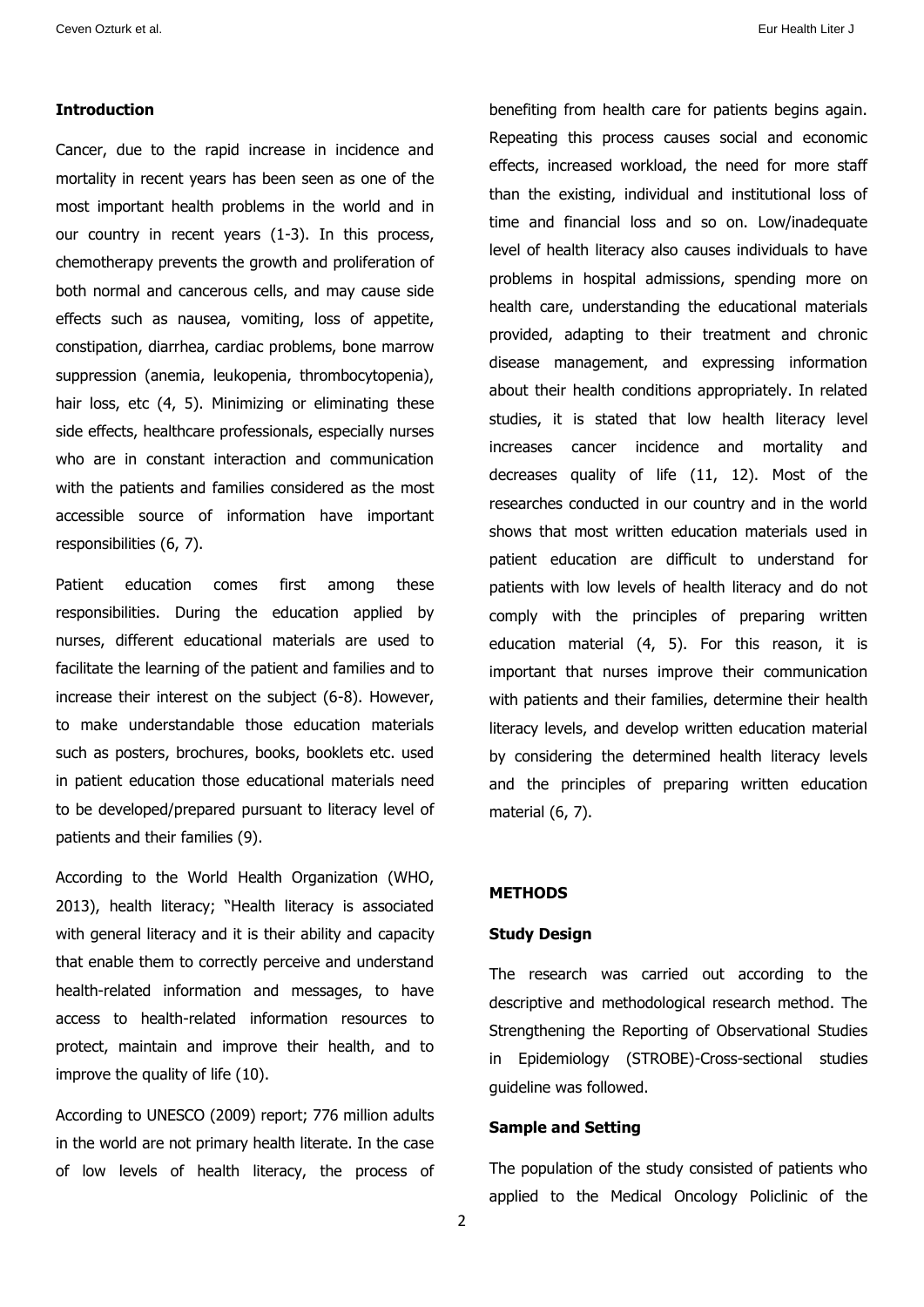### Introduction

Cancer, due to the rapid increase in incidence and mortality in recent years has been seen as one of the most important health problems in the world and in our country in recent years (1-3). In this process, chemotherapy prevents the growth and proliferation of both normal and cancerous cells, and may cause side effects such as nausea, vomiting, loss of appetite, constipation, diarrhea, cardiac problems, bone marrow suppression (anemia, leukopenia, thrombocytopenia), hair loss, etc (4, 5). Minimizing or eliminating these side effects, healthcare professionals, especially nurses who are in constant interaction and communication with the patients and families considered as the most accessible source of information have important responsibilities (6, 7).

Patient education comes first among these responsibilities. During the education applied by nurses, different educational materials are used to facilitate the learning of the patient and families and to increase their interest on the subject (6-8). However, to make understandable those education materials such as posters, brochures, books, booklets etc. used in patient education those educational materials need to be developed/prepared pursuant to literacy level of patients and their families (9).

According to the World Health Organization (WHO, 2013), health literacy; "Health literacy is associated with general literacy and it is their ability and capacity that enable them to correctly perceive and understand health-related information and messages, to have access to health-related information resources to protect, maintain and improve their health, and to improve the quality of life (10).

According to UNESCO (2009) report; 776 million adults in the world are not primary health literate. In the case of low levels of health literacy, the process of benefiting from health care for patients begins again. Repeating this process causes social and economic effects, increased workload, the need for more staff than the existing, individual and institutional loss of time and financial loss and so on. Low/inadequate level of health literacy also causes individuals to have problems in hospital admissions, spending more on health care, understanding the educational materials provided, adapting to their treatment and chronic disease management, and expressing information about their health conditions appropriately. In related studies, it is stated that low health literacy level increases cancer incidence and mortality and decreases quality of life (11, 12). Most of the researches conducted in our country and in the world shows that most written education materials used in patient education are difficult to understand for patients with low levels of health literacy and do not comply with the principles of preparing written education material (4, 5). For this reason, it is important that nurses improve their communication with patients and their families, determine their health literacy levels, and develop written education material by considering the determined health literacy levels and the principles of preparing written education material (6, 7).

### METHODS

#### Study Design

The research was carried out according to the descriptive and methodological research method. The Strengthening the Reporting of Observational Studies in Epidemiology (STROBE)-Cross-sectional studies guideline was followed.

#### Sample and Setting

The population of the study consisted of patients who applied to the Medical Oncology Policlinic of the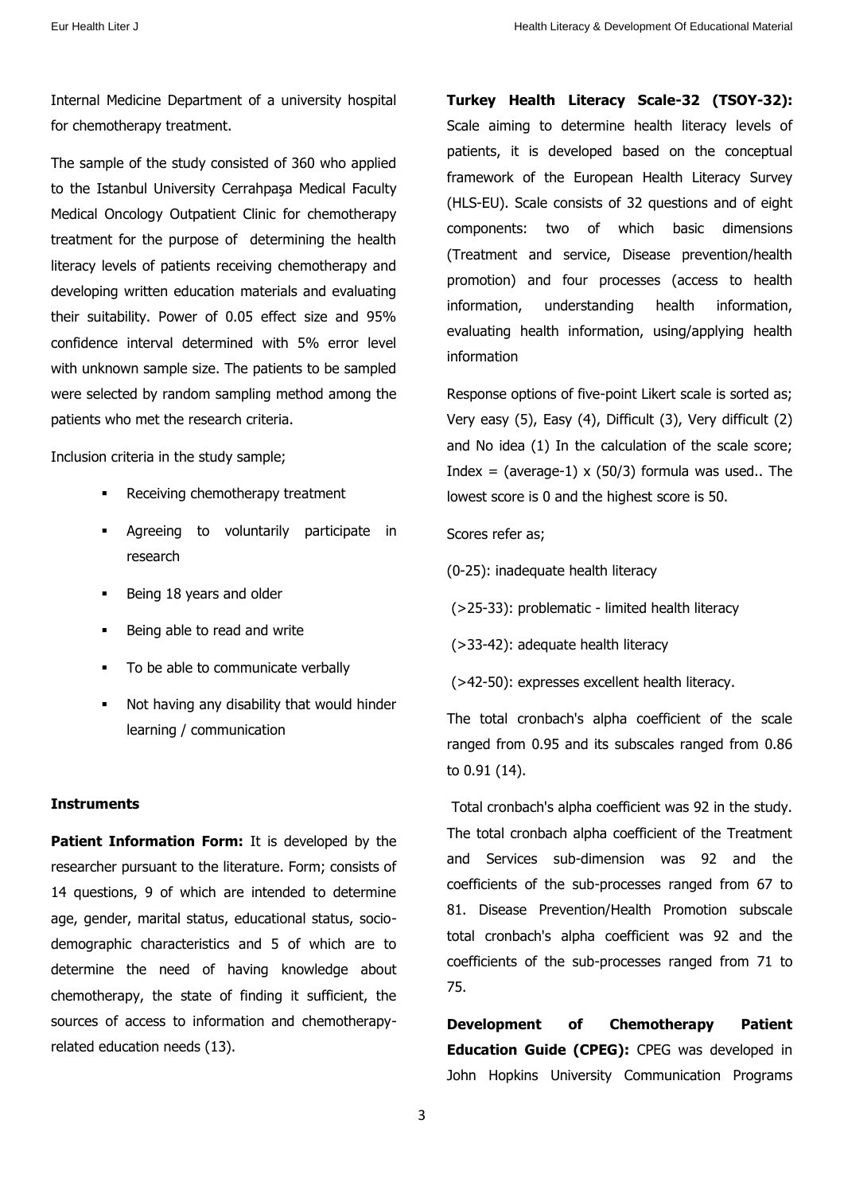Internal Medicine Department of a university hospital for chemotherapy treatment.

The sample of the study consisted of 360 who applied to the Istanbul University Cerrahpaşa Medical Faculty Medical Oncology Outpatient Clinic for chemotherapy treatment for the purpose of determining the health literacy levels of patients receiving chemotherapy and developing written education materials and evaluating their suitability. Power of 0.05 effect size and 95% confidence interval determined with 5% error level with unknown sample size. The patients to be sampled were selected by random sampling method among the patients who met the research criteria.

Inclusion criteria in the study sample;

- Receiving chemotherapy treatment
- Agreeing to voluntarily participate in research
- Being 18 years and older
- Being able to read and write
- To be able to communicate verbally
- Not having any disability that would hinder learning / communication

#### Instruments

**Patient Information Form:** It is developed by the researcher pursuant to the literature. Form; consists of 14 questions, 9 of which are intended to determine age, gender, marital status, educational status, socio-demographic characteristics and 5 of which are to determine the need of having knowledge about chemotherapy, the state of finding it sufficient, the sources of access to information and chemotherapy-related education needs (13).

**Turkey Health Literacy Scale-32 (TSOY-32):** Scale aiming to determine health literacy levels of patients, it is developed based on the conceptual framework of the European Health Literacy Survey (HLS-EU). Scale consists of 32 questions and of eight components: two of which basic dimensions (Treatment and service, Disease prevention/health promotion) and four processes (access to health information, understanding health information, evaluating health information, using/applying health information

Response options of five-point Likert scale is sorted as; Very easy (5), Easy (4), Difficult (3), Very difficult (2) and No idea (1) In the calculation of the scale score; Index = (average-1) x (50/3) formula was used.. The lowest score is 0 and the highest score is 50.

Scores refer as;

(0-25): inadequate health literacy

(>25-33): problematic - limited health literacy

(>33-42): adequate health literacy

(>42-50): expresses excellent health literacy.

The total cronbach's alpha coefficient of the scale ranged from 0.95 and its subscales ranged from 0.86 to 0.91 (14).

Total cronbach's alpha coefficient was 92 in the study. The total cronbach alpha coefficient of the Treatment and Services sub-dimension was 92 and the coefficients of the sub-processes ranged from 67 to 81. Disease Prevention/Health Promotion subscale total cronbach's alpha coefficient was 92 and the coefficients of the sub-processes ranged from 71 to 75.

**Development of Chemotherapy Patient Education Guide (CPEG):** CPEG was developed in John Hopkins University Communication Programs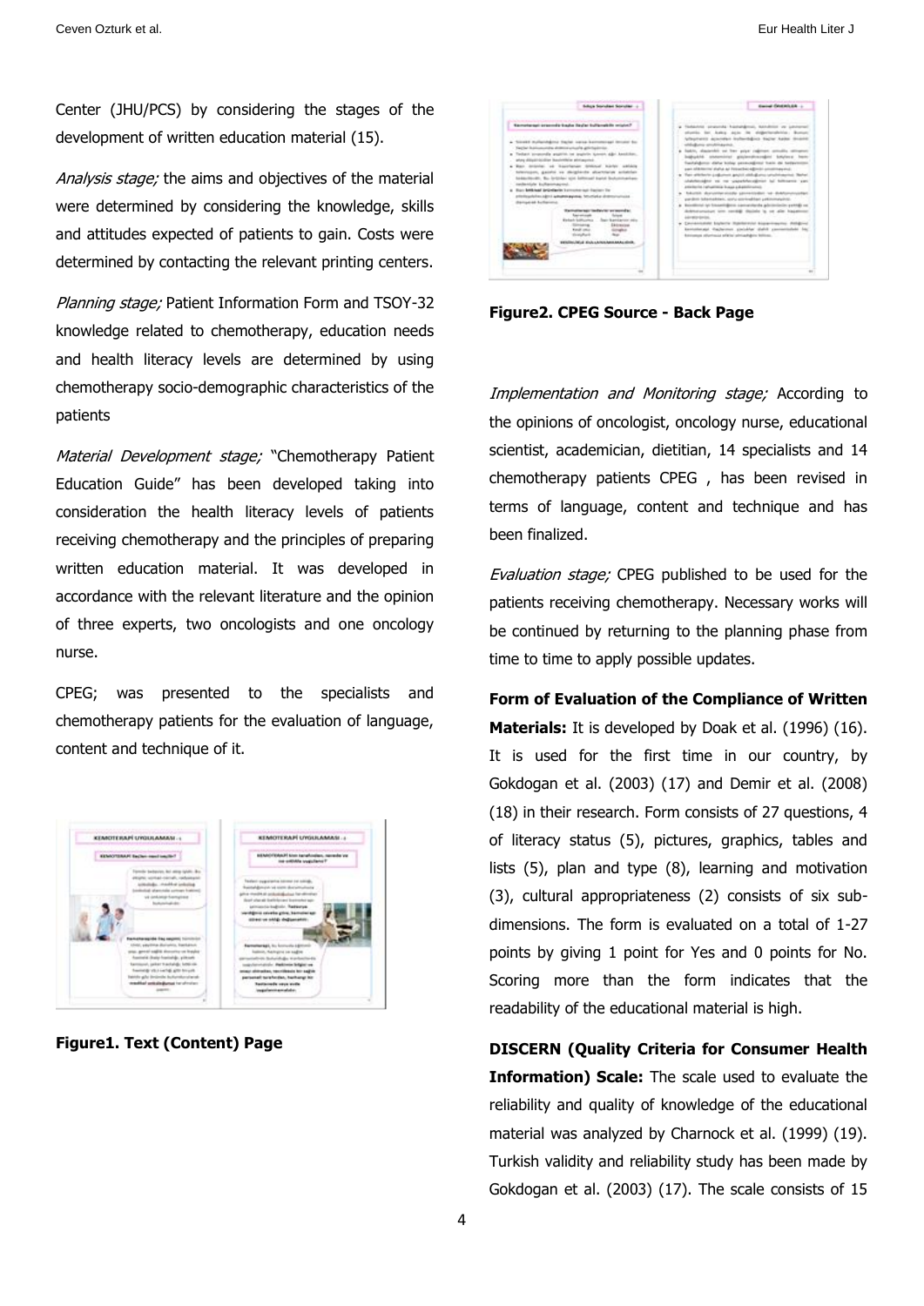Center (JHU/PCS) by considering the stages of the development of written education material (15).

*Analysis stage;* the aims and objectives of the material were determined by considering the knowledge, skills and attitudes expected of patients to gain. Costs were determined by contacting the relevant printing centers.

*Planning stage;* Patient Information Form and TSOY-32 knowledge related to chemotherapy, education needs and health literacy levels are determined by using chemotherapy socio-demographic characteristics of the patients

*Material Development stage;* "Chemotherapy Patient Education Guide" has been developed taking into consideration the health literacy levels of patients receiving chemotherapy and the principles of preparing written education material. It was developed in accordance with the relevant literature and the opinion of three experts, two oncologists and one oncology nurse.

CPEG; was presented to the specialists and chemotherapy patients for the evaluation of language, content and technique of it.

**Figure1. Text (Content) Page**

**Figure2. CPEG Source - Back Page**

*Implementation and Monitoring stage;* According to the opinions of oncologist, oncology nurse, educational scientist, academician, dietitian, 14 specialists and 14 chemotherapy patients CPEG , has been revised in terms of language, content and technique and has been finalized.

*Evaluation stage;* CPEG published to be used for the patients receiving chemotherapy. Necessary works will be continued by returning to the planning phase from time to time to apply possible updates.

**Form of Evaluation of the Compliance of Written Materials:** It is developed by Doak et al. (1996) (16). It is used for the first time in our country, by Gokdogan et al. (2003) (17) and Demir et al. (2008) (18) in their research. Form consists of 27 questions, 4 of literacy status (5), pictures, graphics, tables and lists (5), plan and type (8), learning and motivation (3), cultural appropriateness (2) consists of six sub-dimensions. The form is evaluated on a total of 1-27 points by giving 1 point for Yes and 0 points for No. Scoring more than the form indicates that the readability of the educational material is high.

**DISCERN (Quality Criteria for Consumer Health Information) Scale:** The scale used to evaluate the reliability and quality of knowledge of the educational material was analyzed by Charnock et al. (1999) (19). Turkish validity and reliability study has been made by Gokdogan et al. (2003) (17). The scale consists of 15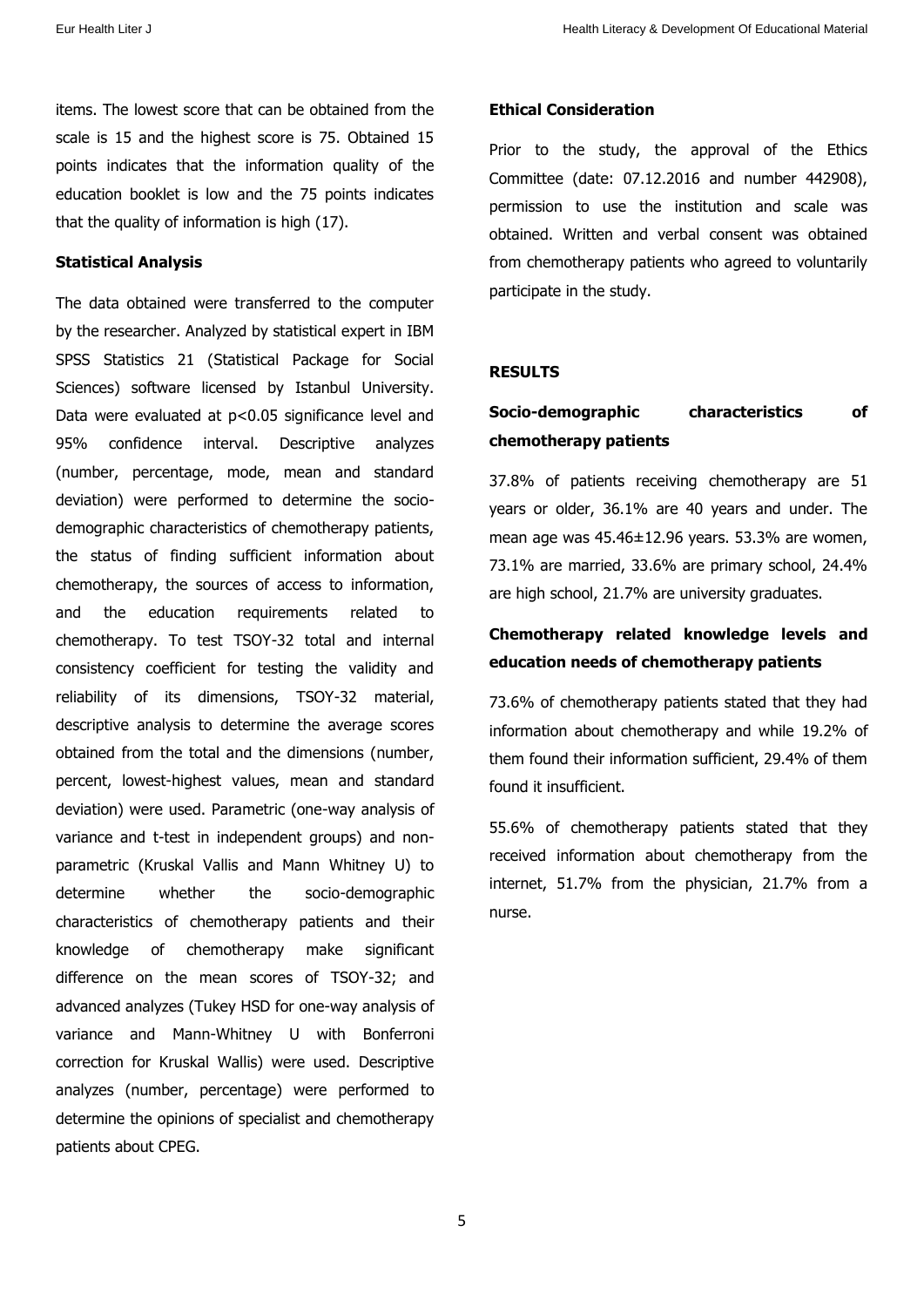items. The lowest score that can be obtained from the scale is 15 and the highest score is 75. Obtained 15 points indicates that the information quality of the education booklet is low and the 75 points indicates that the quality of information is high (17).

**Statistical Analysis**

The data obtained were transferred to the computer by the researcher. Analyzed by statistical expert in IBM SPSS Statistics 21 (Statistical Package for Social Sciences) software licensed by Istanbul University. Data were evaluated at $p<0.05$ significance level and 95% confidence interval. Descriptive analyzes (number, percentage, mode, mean and standard deviation) were performed to determine the socio-demographic characteristics of chemotherapy patients, the status of finding sufficient information about chemotherapy, the sources of access to information, and the education requirements related to chemotherapy. To test TSOY-32 total and internal consistency coefficient for testing the validity and reliability of its dimensions, TSOY-32 material, descriptive analysis to determine the average scores obtained from the total and the dimensions (number, percent, lowest-highest values, mean and standard deviation) were used. Parametric (one-way analysis of variance and t-test in independent groups) and non-parametric (Kruskal Vallis and Mann Whitney U) to determine whether the socio-demographic characteristics of chemotherapy patients and their knowledge of chemotherapy make significant difference on the mean scores of TSOY-32; and advanced analyzes (Tukey HSD for one-way analysis of variance and Mann-Whitney U with Bonferroni correction for Kruskal Wallis) were used. Descriptive analyzes (number, percentage) were performed to determine the opinions of specialist and chemotherapy patients about CPEG.

**Ethical Consideration**

Prior to the study, the approval of the Ethics Committee (date: 07.12.2016 and number 442908), permission to use the institution and scale was obtained. Written and verbal consent was obtained from chemotherapy patients who agreed to voluntarily participate in the study.

## RESULTS

### Socio-demographic characteristics of chemotherapy patients

37.8% of patients receiving chemotherapy are 51 years or older, 36.1% are 40 years and under. The mean age was 45.46±12.96 years. 53.3% are women, 73.1% are married, 33.6% are primary school, 24.4% are high school, 21.7% are university graduates.

### Chemotherapy related knowledge levels and education needs of chemotherapy patients

73.6% of chemotherapy patients stated that they had information about chemotherapy and while 19.2% of them found their information sufficient, 29.4% of them found it insufficient.

55.6% of chemotherapy patients stated that they received information about chemotherapy from the internet, 51.7% from the physician, 21.7% from a nurse.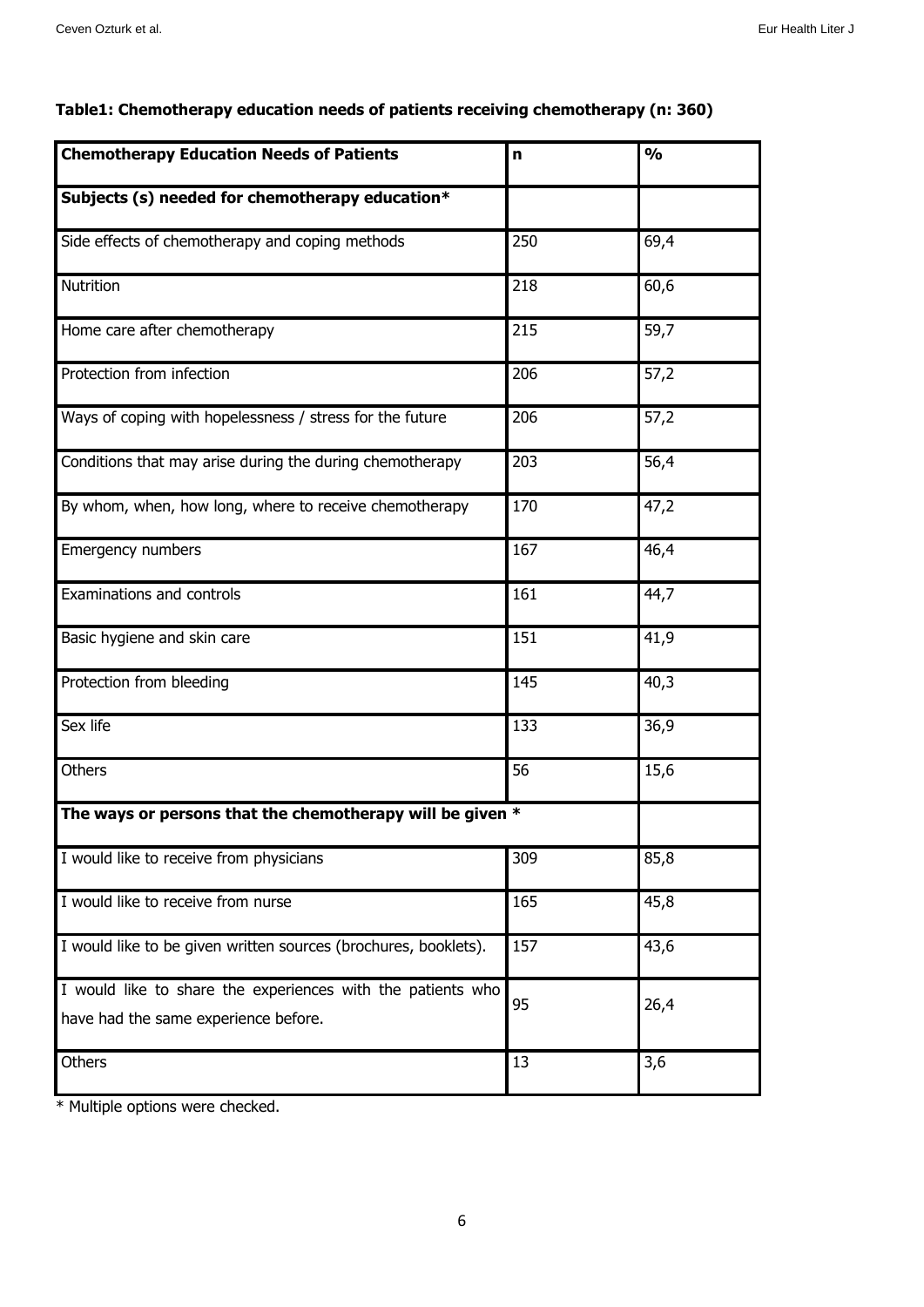**Table1: Chemotherapy education needs of patients receiving chemotherapy (n: 360)**

| Chemotherapy Education Needs of Patients | n | % |
|---|---|---|
| **Subjects (s) needed for chemotherapy education*** | | |
| Side effects of chemotherapy and coping methods | 250 | 69,4 |
| Nutrition | 218 | 60,6 |
| Home care after chemotherapy | 215 | 59,7 |
| Protection from infection | 206 | 57,2 |
| Ways of coping with hopelessness / stress for the future | 206 | 57,2 |
| Conditions that may arise during the during chemotherapy | 203 | 56,4 |
| By whom, when, how long, where to receive chemotherapy | 170 | 47,2 |
| Emergency numbers | 167 | 46,4 |
| Examinations and controls | 161 | 44,7 |
| Basic hygiene and skin care | 151 | 41,9 |
| Protection from bleeding | 145 | 40,3 |
| Sex life | 133 | 36,9 |
| Others | 56 | 15,6 |
| **The ways or persons that the chemotherapy will be given *** | | |
| I would like to receive from physicians | 309 | 85,8 |
| I would like to receive from nurse | 165 | 45,8 |
| I would like to be given written sources (brochures, booklets). | 157 | 43,6 |
| I would like to share the experiences with the patients who have had the same experience before. | 95 | 26,4 |
| Others | 13 | 3,6 |

* Multiple options were checked.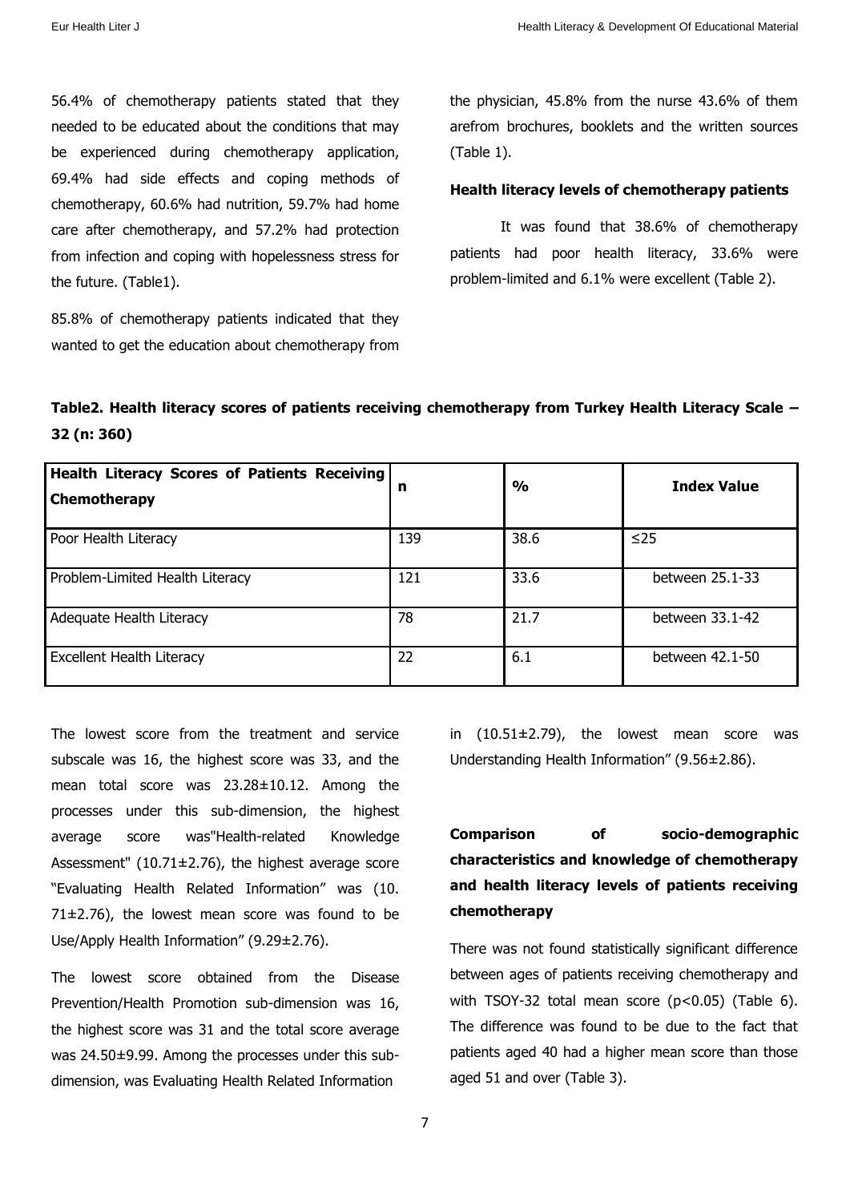56.4% of chemotherapy patients stated that they needed to be educated about the conditions that may be experienced during chemotherapy application, 69.4% had side effects and coping methods of chemotherapy, 60.6% had nutrition, 59.7% had home care after chemotherapy, and 57.2% had protection from infection and coping with hopelessness stress for the future. (Table1).

85.8% of chemotherapy patients indicated that they wanted to get the education about chemotherapy from the physician, 45.8% from the nurse 43.6% of them arefrom brochures, booklets and the written sources (Table 1).

**Health literacy levels of chemotherapy patients**

It was found that 38.6% of chemotherapy patients had poor health literacy, 33.6% were problem-limited and 6.1% were excellent (Table 2).

**Table2. Health literacy scores of patients receiving chemotherapy from Turkey Health Literacy Scale – 32 (n: 360)**

| Health Literacy Scores of Patients Receiving Chemotherapy | n | % | Index Value |
|---|---|---|---|
| Poor Health Literacy | 139 | 38.6 | ≤25 |
| Problem-Limited Health Literacy | 121 | 33.6 | between 25.1-33 |
| Adequate Health Literacy | 78 | 21.7 | between 33.1-42 |
| Excellent Health Literacy | 22 | 6.1 | between 42.1-50 |

The lowest score from the treatment and service subscale was 16, the highest score was 33, and the mean total score was 23.28±10.12. Among the processes under this sub-dimension, the highest average score was"Health-related Knowledge Assessment" (10.71±2.76), the highest average score "Evaluating Health Related Information" was (10. 71±2.76), the lowest mean score was found to be Use/Apply Health Information" (9.29±2.76).

The lowest score obtained from the Disease Prevention/Health Promotion sub-dimension was 16, the highest score was 31 and the total score average was 24.50±9.99. Among the processes under this sub-dimension, was Evaluating Health Related Information in (10.51±2.79), the lowest mean score was Understanding Health Information" (9.56±2.86).

**Comparison of socio-demographic characteristics and knowledge of chemotherapy and health literacy levels of patients receiving chemotherapy**

There was not found statistically significant difference between ages of patients receiving chemotherapy and with TSOY-32 total mean score ($p<0.05$) (Table 6). The difference was found to be due to the fact that patients aged 40 had a higher mean score than those aged 51 and over (Table 3).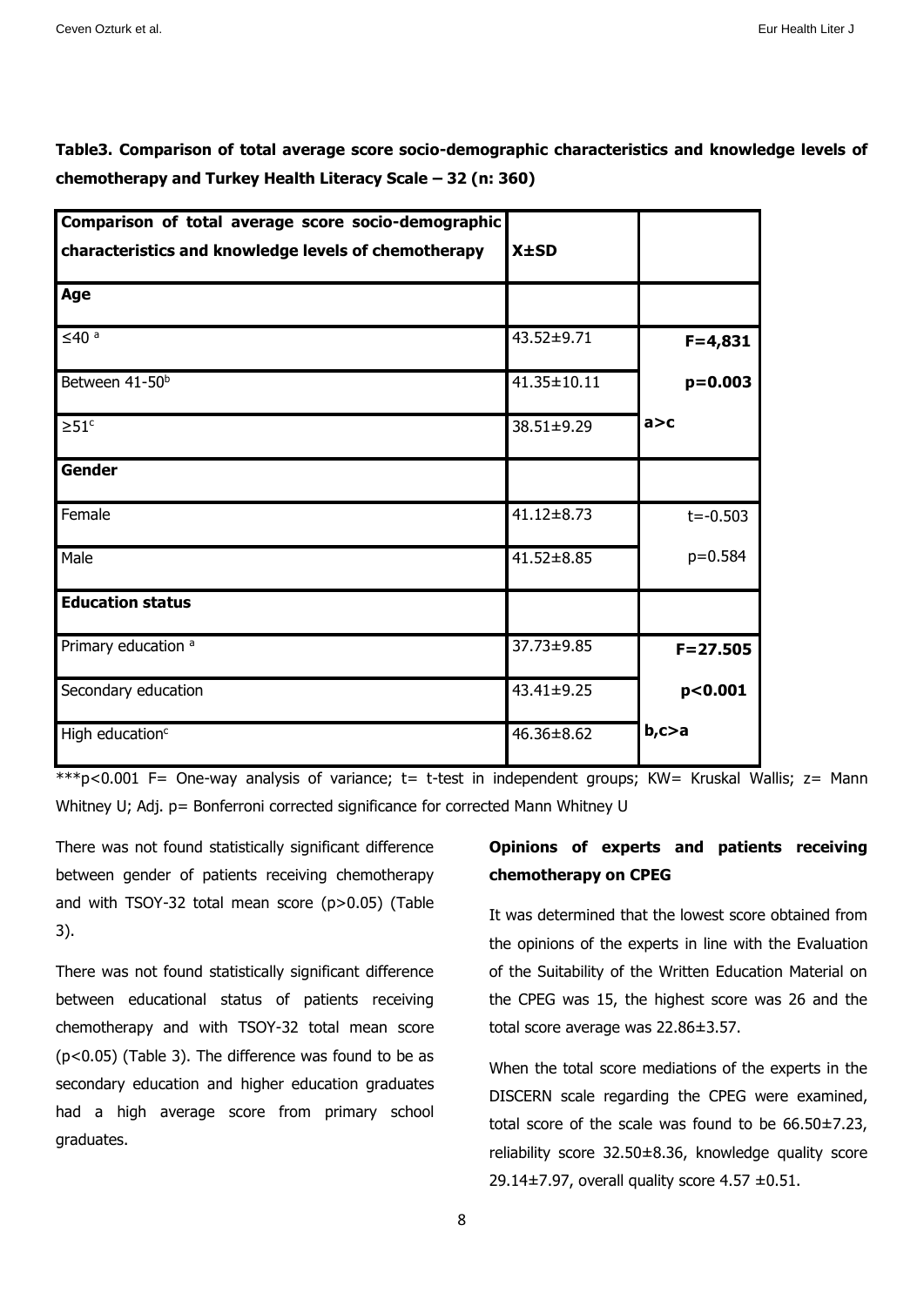**Table3. Comparison of total average score socio-demographic characteristics and knowledge levels of chemotherapy and Turkey Health Literacy Scale – 32 (n: 360)**

| Comparison of total average score socio-demographic characteristics and knowledge levels of chemotherapy | X±SD | |
|---|---|---|
| **Age** | | |
| ≤40 [a] | 43.52±9.71 | **F=4,831** |
| Between 41-50[b] | 41.35±10.11 | **p=0.003** |
| ≥51[c] | 38.51±9.29 | **a>c** |
| **Gender** | | |
| Female | 41.12±8.73 | t=-0.503 |
| Male | 41.52±8.85 | p=0.584 |
| **Education status** | | |
| Primary education [a] | 37.73±9.85 | **F=27.505** |
| Secondary education | 43.41±9.25 | **p<0.001** |
| High education[c] | 46.36±8.62 | **b,c>a** |

***p<0.001 F= One-way analysis of variance; t= t-test in independent groups; KW= Kruskal Wallis; z= Mann Whitney U; Adj. p= Bonferroni corrected significance for corrected Mann Whitney U

There was not found statistically significant difference between gender of patients receiving chemotherapy and with TSOY-32 total mean score (p>0.05) (Table 3).

There was not found statistically significant difference between educational status of patients receiving chemotherapy and with TSOY-32 total mean score (p<0.05) (Table 3). The difference was found to be as secondary education and higher education graduates had a high average score from primary school graduates.

**Opinions of experts and patients receiving chemotherapy on CPEG**

It was determined that the lowest score obtained from the opinions of the experts in line with the Evaluation of the Suitability of the Written Education Material on the CPEG was 15, the highest score was 26 and the total score average was 22.86±3.57.

When the total score mediations of the experts in the DISCERN scale regarding the CPEG were examined, total score of the scale was found to be 66.50±7.23, reliability score 32.50±8.36, knowledge quality score 29.14±7.97, overall quality score 4.57 ±0.51.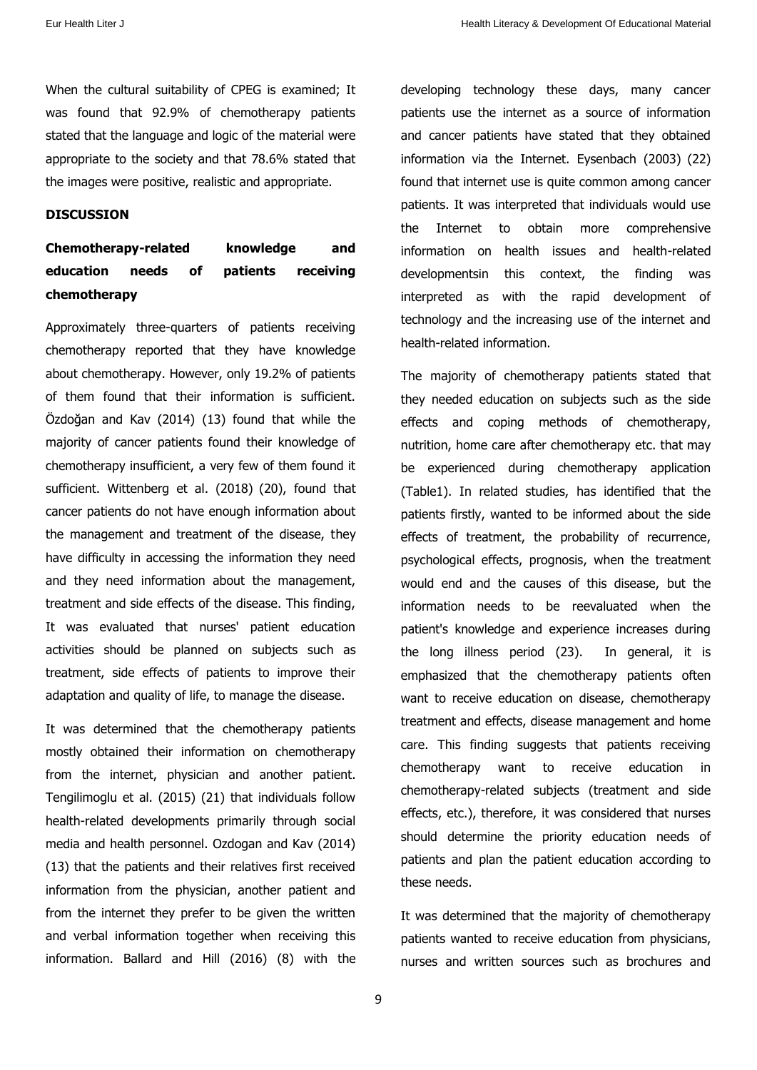When the cultural suitability of CPEG is examined; It was found that 92.9% of chemotherapy patients stated that the language and logic of the material were appropriate to the society and that 78.6% stated that the images were positive, realistic and appropriate.

## DISCUSSION

### Chemotherapy-related knowledge and education needs of patients receiving chemotherapy

Approximately three-quarters of patients receiving chemotherapy reported that they have knowledge about chemotherapy. However, only 19.2% of patients of them found that their information is sufficient. Özdoğan and Kav (2014) (13) found that while the majority of cancer patients found their knowledge of chemotherapy insufficient, a very few of them found it sufficient. Wittenberg et al. (2018) (20), found that cancer patients do not have enough information about the management and treatment of the disease, they have difficulty in accessing the information they need and they need information about the management, treatment and side effects of the disease. This finding, It was evaluated that nurses' patient education activities should be planned on subjects such as treatment, side effects of patients to improve their adaptation and quality of life, to manage the disease.

It was determined that the chemotherapy patients mostly obtained their information on chemotherapy from the internet, physician and another patient. Tengilimoglu et al. (2015) (21) that individuals follow health-related developments primarily through social media and health personnel. Ozdogan and Kav (2014) (13) that the patients and their relatives first received information from the physician, another patient and from the internet they prefer to be given the written and verbal information together when receiving this information. Ballard and Hill (2016) (8) with the developing technology these days, many cancer patients use the internet as a source of information and cancer patients have stated that they obtained information via the Internet. Eysenbach (2003) (22) found that internet use is quite common among cancer patients. It was interpreted that individuals would use the Internet to obtain more comprehensive information on health issues and health-related developmentsin this context, the finding was interpreted as with the rapid development of technology and the increasing use of the internet and health-related information.

The majority of chemotherapy patients stated that they needed education on subjects such as the side effects and coping methods of chemotherapy, nutrition, home care after chemotherapy etc. that may be experienced during chemotherapy application (Table1). In related studies, has identified that the patients firstly, wanted to be informed about the side effects of treatment, the probability of recurrence, psychological effects, prognosis, when the treatment would end and the causes of this disease, but the information needs to be reevaluated when the patient's knowledge and experience increases during the long illness period (23). In general, it is emphasized that the chemotherapy patients often want to receive education on disease, chemotherapy treatment and effects, disease management and home care. This finding suggests that patients receiving chemotherapy want to receive education in chemotherapy-related subjects (treatment and side effects, etc.), therefore, it was considered that nurses should determine the priority education needs of patients and plan the patient education according to these needs.

It was determined that the majority of chemotherapy patients wanted to receive education from physicians, nurses and written sources such as brochures and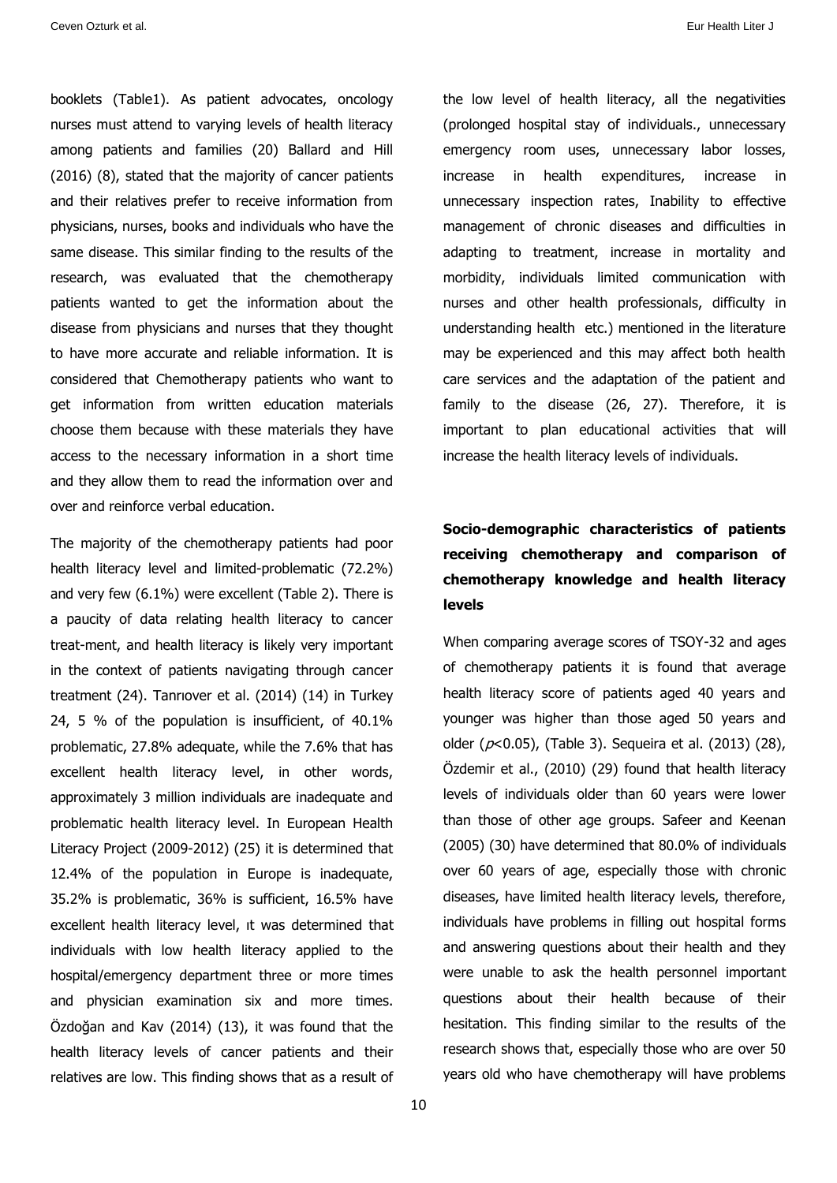booklets (Table1). As patient advocates, oncology nurses must attend to varying levels of health literacy among patients and families (20) Ballard and Hill (2016) (8), stated that the majority of cancer patients and their relatives prefer to receive information from physicians, nurses, books and individuals who have the same disease. This similar finding to the results of the research, was evaluated that the chemotherapy patients wanted to get the information about the disease from physicians and nurses that they thought to have more accurate and reliable information. It is considered that Chemotherapy patients who want to get information from written education materials choose them because with these materials they have access to the necessary information in a short time and they allow them to read the information over and over and reinforce verbal education.

The majority of the chemotherapy patients had poor health literacy level and limited-problematic (72.2%) and very few (6.1%) were excellent (Table 2). There is a paucity of data relating health literacy to cancer treat-ment, and health literacy is likely very important in the context of patients navigating through cancer treatment (24). Tanrıover et al. (2014) (14) in Turkey 24, 5 % of the population is insufficient, of 40.1% problematic, 27.8% adequate, while the 7.6% that has excellent health literacy level, in other words, approximately 3 million individuals are inadequate and problematic health literacy level. In European Health Literacy Project (2009-2012) (25) it is determined that 12.4% of the population in Europe is inadequate, 35.2% is problematic, 36% is sufficient, 16.5% have excellent health literacy level, ıt was determined that individuals with low health literacy applied to the hospital/emergency department three or more times and physician examination six and more times. Özdoğan and Kav (2014) (13), it was found that the health literacy levels of cancer patients and their relatives are low. This finding shows that as a result of the low level of health literacy, all the negativities (prolonged hospital stay of individuals., unnecessary emergency room uses, unnecessary labor losses, increase in health expenditures, increase in unnecessary inspection rates, Inability to effective management of chronic diseases and difficulties in adapting to treatment, increase in mortality and morbidity, individuals limited communication with nurses and other health professionals, difficulty in understanding health etc.) mentioned in the literature may be experienced and this may affect both health care services and the adaptation of the patient and family to the disease (26, 27). Therefore, it is important to plan educational activities that will increase the health literacy levels of individuals.

## Socio-demographic characteristics of patients receiving chemotherapy and comparison of chemotherapy knowledge and health literacy levels

When comparing average scores of TSOY-32 and ages of chemotherapy patients it is found that average health literacy score of patients aged 40 years and younger was higher than those aged 50 years and older ($p<0.05$), (Table 3). Sequeira et al. (2013) (28), Özdemir et al., (2010) (29) found that health literacy levels of individuals older than 60 years were lower than those of other age groups. Safeer and Keenan (2005) (30) have determined that 80.0% of individuals over 60 years of age, especially those with chronic diseases, have limited health literacy levels, therefore, individuals have problems in filling out hospital forms and answering questions about their health and they were unable to ask the health personnel important questions about their health because of their hesitation. This finding similar to the results of the research shows that, especially those who are over 50 years old who have chemotherapy will have problems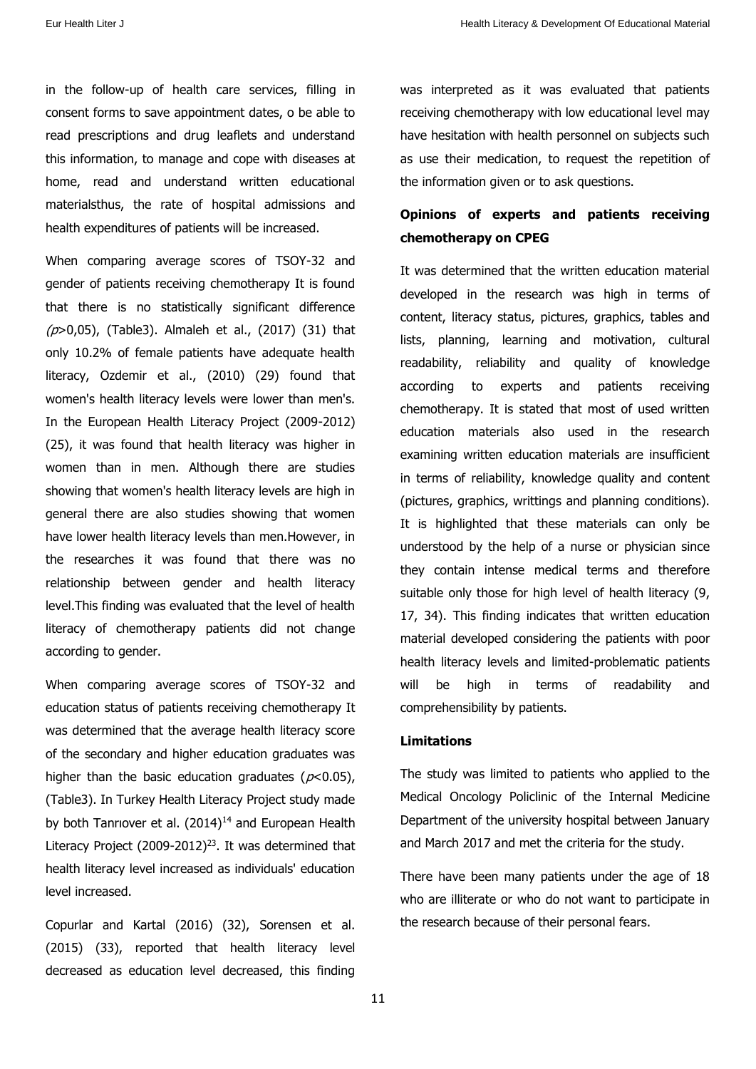in the follow-up of health care services, filling in consent forms to save appointment dates, o be able to read prescriptions and drug leaflets and understand this information, to manage and cope with diseases at home, read and understand written educational materialsthus, the rate of hospital admissions and health expenditures of patients will be increased.

When comparing average scores of TSOY-32 and gender of patients receiving chemotherapy It is found that there is no statistically significant difference *(p>0,05)*, (Table3). Almaleh et al., (2017) (31) that only 10.2% of female patients have adequate health literacy, Ozdemir et al., (2010) (29) found that women's health literacy levels were lower than men's. In the European Health Literacy Project (2009-2012) (25), it was found that health literacy was higher in women than in men. Although there are studies showing that women's health literacy levels are high in general there are also studies showing that women have lower health literacy levels than men.However, in the researches it was found that there was no relationship between gender and health literacy level.This finding was evaluated that the level of health literacy of chemotherapy patients did not change according to gender.

When comparing average scores of TSOY-32 and education status of patients receiving chemotherapy It was determined that the average health literacy score of the secondary and higher education graduates was higher than the basic education graduates ($p<0.05$), (Table3). In Turkey Health Literacy Project study made by both Tanrıover et al. (2014)[14] and European Health Literacy Project (2009-2012)[23]. It was determined that health literacy level increased as individuals' education level increased.

Copurlar and Kartal (2016) (32), Sorensen et al. (2015) (33), reported that health literacy level decreased as education level decreased, this finding was interpreted as it was evaluated that patients receiving chemotherapy with low educational level may have hesitation with health personnel on subjects such as use their medication, to request the repetition of the information given or to ask questions.

**Opinions of experts and patients receiving chemotherapy on CPEG**

It was determined that the written education material developed in the research was high in terms of content, literacy status, pictures, graphics, tables and lists, planning, learning and motivation, cultural readability, reliability and quality of knowledge according to experts and patients receiving chemotherapy. It is stated that most of used written education materials also used in the research examining written education materials are insufficient in terms of reliability, knowledge quality and content (pictures, graphics, writtings and planning conditions). It is highlighted that these materials can only be understood by the help of a nurse or physician since they contain intense medical terms and therefore suitable only those for high level of health literacy (9, 17, 34). This finding indicates that written education material developed considering the patients with poor health literacy levels and limited-problematic patients will be high in terms of readability and comprehensibility by patients.

**Limitations**

The study was limited to patients who applied to the Medical Oncology Policlinic of the Internal Medicine Department of the university hospital between January and March 2017 and met the criteria for the study.

There have been many patients under the age of 18 who are illiterate or who do not want to participate in the research because of their personal fears.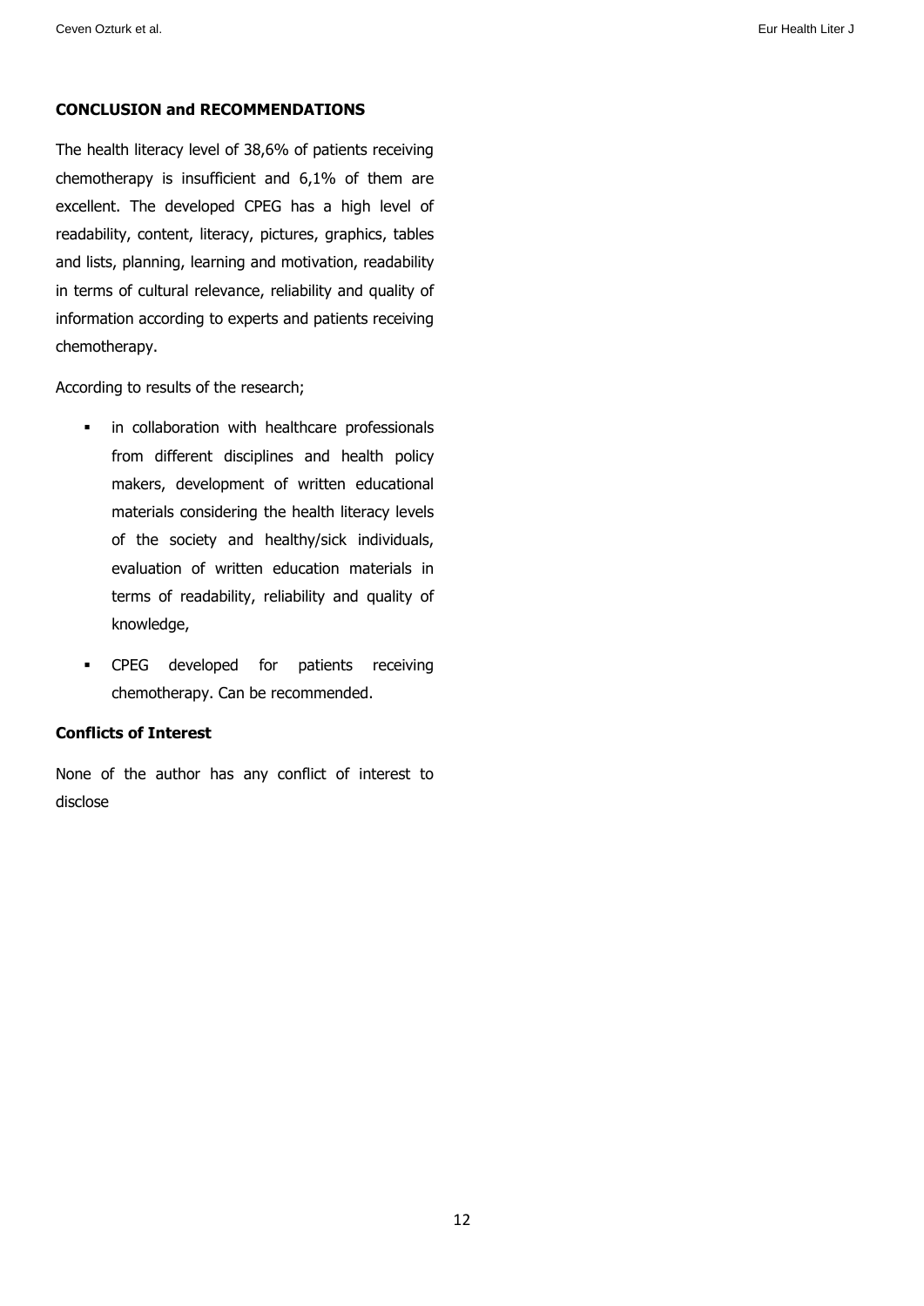**CONCLUSION and RECOMMENDATIONS**

The health literacy level of 38,6% of patients receiving chemotherapy is insufficient and 6,1% of them are excellent. The developed CPEG has a high level of readability, content, literacy, pictures, graphics, tables and lists, planning, learning and motivation, readability in terms of cultural relevance, reliability and quality of information according to experts and patients receiving chemotherapy.

According to results of the research;

- in collaboration with healthcare professionals from different disciplines and health policy makers, development of written educational materials considering the health literacy levels of the society and healthy/sick individuals, evaluation of written education materials in terms of readability, reliability and quality of knowledge,
- CPEG developed for patients receiving chemotherapy. Can be recommended.

**Conflicts of Interest**

None of the author has any conflict of interest to disclose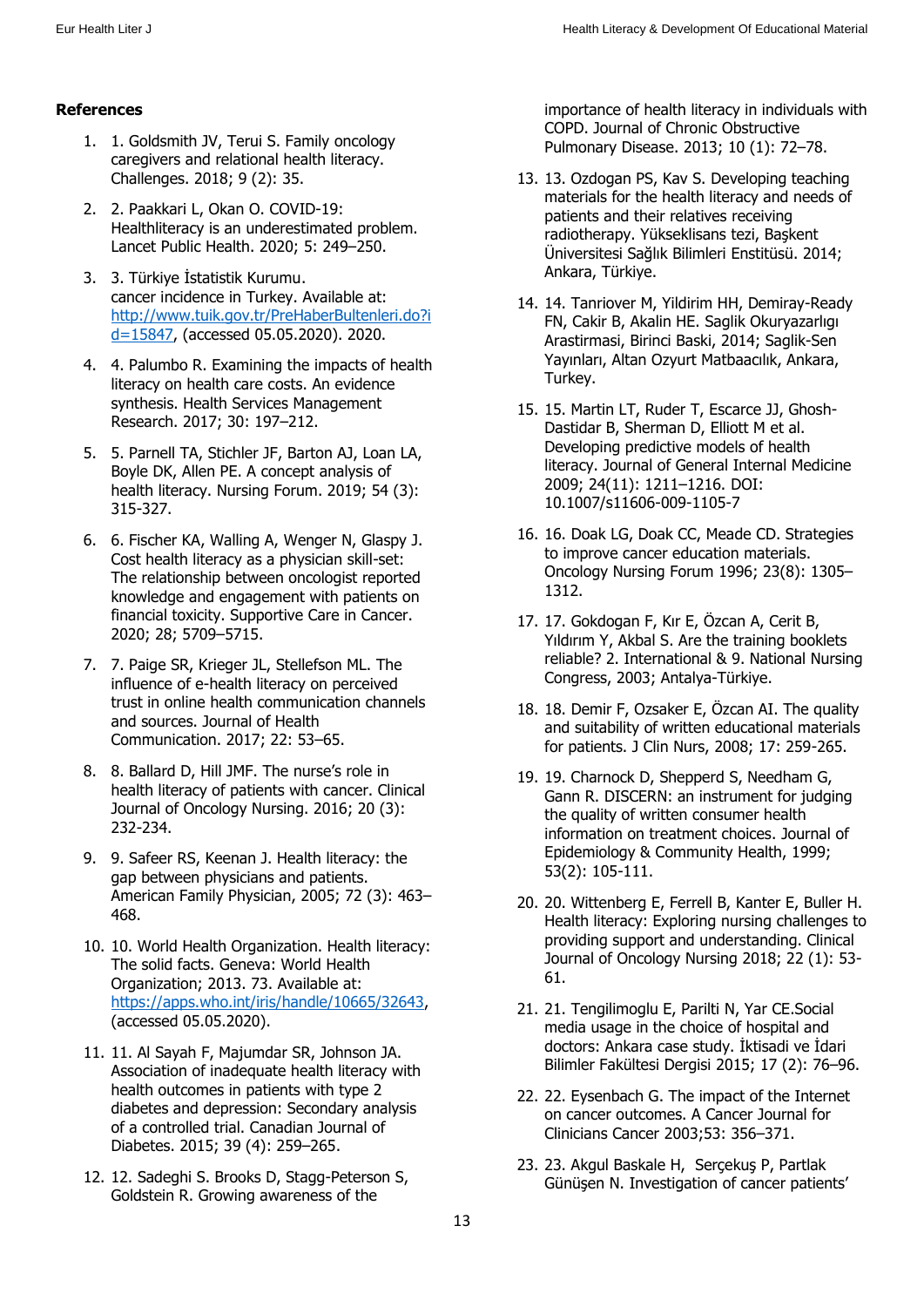**References**

1. 1. Goldsmith JV, Terui S. Family oncology caregivers and relational health literacy. Challenges. 2018; 9 (2): 35.

2. 2. Paakkari L, Okan O. COVID-19: Healthliteracy is an underestimated problem. Lancet Public Health. 2020; 5: 249–250.

3. 3. Türkiye İstatistik Kurumu. cancer incidence in Turkey. Available at: http://www.tuik.gov.tr/PreHaberBultenleri.do?id=15847, (accessed 05.05.2020). 2020.

4. 4. Palumbo R. Examining the impacts of health literacy on health care costs. An evidence synthesis. Health Services Management Research. 2017; 30: 197–212.

5. 5. Parnell TA, Stichler JF, Barton AJ, Loan LA, Boyle DK, Allen PE. A concept analysis of health literacy. Nursing Forum. 2019; 54 (3): 315-327.

6. 6. Fischer KA, Walling A, Wenger N, Glaspy J. Cost health literacy as a physician skill-set: The relationship between oncologist reported knowledge and engagement with patients on financial toxicity. Supportive Care in Cancer. 2020; 28; 5709–5715.

7. 7. Paige SR, Krieger JL, Stellefson ML. The influence of e-health literacy on perceived trust in online health communication channels and sources. Journal of Health Communication. 2017; 22: 53–65.

8. 8. Ballard D, Hill JMF. The nurse's role in health literacy of patients with cancer. Clinical Journal of Oncology Nursing. 2016; 20 (3): 232-234.

9. 9. Safeer RS, Keenan J. Health literacy: the gap between physicians and patients. American Family Physician, 2005; 72 (3): 463–468.

10. 10. World Health Organization. Health literacy: The solid facts. Geneva: World Health Organization; 2013. 73. Available at: https://apps.who.int/iris/handle/10665/32643, (accessed 05.05.2020).

11. 11. Al Sayah F, Majumdar SR, Johnson JA. Association of inadequate health literacy with health outcomes in patients with type 2 diabetes and depression: Secondary analysis of a controlled trial. Canadian Journal of Diabetes. 2015; 39 (4): 259–265.

12. 12. Sadeghi S. Brooks D, Stagg-Peterson S, Goldstein R. Growing awareness of the importance of health literacy in individuals with COPD. Journal of Chronic Obstructive Pulmonary Disease. 2013; 10 (1): 72–78.

13. 13. Ozdogan PS, Kav S. Developing teaching materials for the health literacy and needs of patients and their relatives receiving radiotherapy. Yükseklisans tezi, Başkent Üniversitesi Sağlık Bilimleri Enstitüsü. 2014; Ankara, Türkiye.

14. 14. Tanriover M, Yildirim HH, Demiray-Ready FN, Cakir B, Akalin HE. Saglik Okuryazarlıgı Arastirmasi, Birinci Baski, 2014; Saglik-Sen Yayınları, Altan Ozyurt Matbaacılık, Ankara, Turkey.

15. 15. Martin LT, Ruder T, Escarce JJ, Ghosh-Dastidar B, Sherman D, Elliott M et al. Developing predictive models of health literacy. Journal of General Internal Medicine 2009; 24(11): 1211–1216. DOI: 10.1007/s11606-009-1105-7

16. 16. Doak LG, Doak CC, Meade CD. Strategies to improve cancer education materials. Oncology Nursing Forum 1996; 23(8): 1305–1312.

17. 17. Gokdogan F, Kır E, Özcan A, Cerit B, Yıldırım Y, Akbal S. Are the training booklets reliable? 2. International & 9. National Nursing Congress, 2003; Antalya-Türkiye.

18. 18. Demir F, Ozsaker E, Özcan AI. The quality and suitability of written educational materials for patients. J Clin Nurs, 2008; 17: 259-265.

19. 19. Charnock D, Shepperd S, Needham G, Gann R. DISCERN: an instrument for judging the quality of written consumer health information on treatment choices. Journal of Epidemiology & Community Health, 1999; 53(2): 105-111.

20. 20. Wittenberg E, Ferrell B, Kanter E, Buller H. Health literacy: Exploring nursing challenges to providing support and understanding. Clinical Journal of Oncology Nursing 2018; 22 (1): 53-61.

21. 21. Tengilimoglu E, Parilti N, Yar CE.Social media usage in the choice of hospital and doctors: Ankara case study. İktisadi ve İdari Bilimler Fakültesi Dergisi 2015; 17 (2): 76–96.

22. 22. Eysenbach G. The impact of the Internet on cancer outcomes. A Cancer Journal for Clinicians Cancer 2003;53: 356–371.

23. 23. Akgul Baskale H, Serçekuş P, Partlak Günüşen N. Investigation of cancer patients'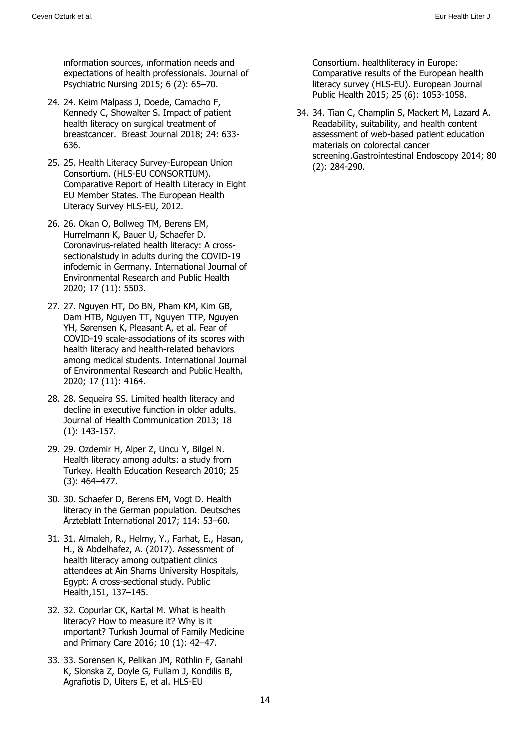ınformation sources, ınformation needs and expectations of health professionals. Journal of Psychiatric Nursing 2015; 6 (2): 65–70.

24. 24. Keim Malpass J, Doede, Camacho F, Kennedy C, Showalter S. Impact of patient health literacy on surgical treatment of breastcancer. Breast Journal 2018; 24: 633-636.

25. 25. Health Literacy Survey-European Union Consortium. (HLS-EU CONSORTIUM). Comparative Report of Health Literacy in Eight EU Member States. The European Health Literacy Survey HLS-EU, 2012.

26. 26. Okan O, Bollweg TM, Berens EM, Hurrelmann K, Bauer U, Schaefer D. Coronavirus-related health literacy: A cross-sectionalstudy in adults during the COVID-19 infodemic in Germany. International Journal of Environmental Research and Public Health 2020; 17 (11): 5503.

27. 27. Nguyen HT, Do BN, Pham KM, Kim GB, Dam HTB, Nguyen TT, Nguyen TTP, Nguyen YH, Sørensen K, Pleasant A, et al. Fear of COVID-19 scale-associations of its scores with health literacy and health-related behaviors among medical students. International Journal of Environmental Research and Public Health, 2020; 17 (11): 4164.

28. 28. Sequeira SS. Limited health literacy and decline in executive function in older adults. Journal of Health Communication 2013; 18 (1): 143-157.

29. 29. Ozdemir H, Alper Z, Uncu Y, Bilgel N. Health literacy among adults: a study from Turkey. Health Education Research 2010; 25 (3): 464–477.

30. 30. Schaefer D, Berens EM, Vogt D. Health literacy in the German population. Deutsches Ärzteblatt International 2017; 114: 53–60.

31. 31. Almaleh, R., Helmy, Y., Farhat, E., Hasan, H., & Abdelhafez, A. (2017). Assessment of health literacy among outpatient clinics attendees at Ain Shams University Hospitals, Egypt: A cross-sectional study. Public Health,151, 137–145.

32. 32. Copurlar CK, Kartal M. What is health literacy? How to measure it? Why is it ımportant? Turkısh Journal of Family Medicine and Primary Care 2016; 10 (1): 42–47.

33. 33. Sorensen K, Pelikan JM, Röthlin F, Ganahl K, Slonska Z, Doyle G, Fullam J, Kondilis B, Agrafiotis D, Uiters E, et al. HLS-EU Consortium. healthliteracy in Europe: Comparative results of the European health literacy survey (HLS-EU). European Journal Public Health 2015; 25 (6): 1053-1058.

34. 34. Tian C, Champlin S, Mackert M, Lazard A. Readability, suitability, and health content assessment of web-based patient education materials on colorectal cancer screening.Gastrointestinal Endoscopy 2014; 80 (2): 284-290.